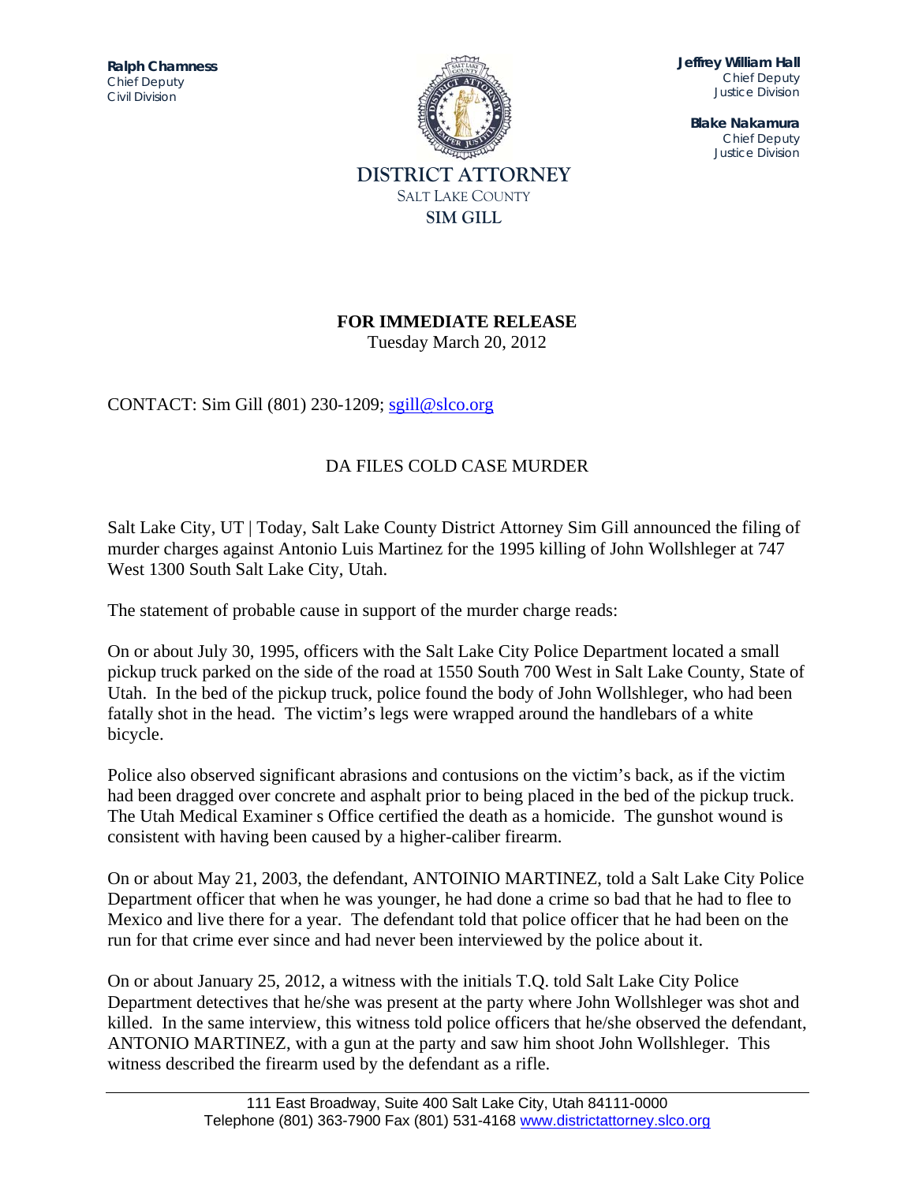**Ralph Chamness**
Chief Deputy
Civil Division

**Jeffrey William Hall**
Chief Deputy
Justice Division

**Blake Nakamura**
Chief Deputy
Justice Division

DISTRICT ATTORNEY
SALT LAKE COUNTY
SIM GILL

**FOR IMMEDIATE RELEASE**
Tuesday March 20, 2012

CONTACT: Sim Gill (801) 230-1209; sgill@slco.org

DA FILES COLD CASE MURDER

Salt Lake City, UT | Today, Salt Lake County District Attorney Sim Gill announced the filing of murder charges against Antonio Luis Martinez for the 1995 killing of John Wollshleger at 747 West 1300 South Salt Lake City, Utah.

The statement of probable cause in support of the murder charge reads:

On or about July 30, 1995, officers with the Salt Lake City Police Department located a small pickup truck parked on the side of the road at 1550 South 700 West in Salt Lake County, State of Utah. In the bed of the pickup truck, police found the body of John Wollshleger, who had been fatally shot in the head. The victim's legs were wrapped around the handlebars of a white bicycle.

Police also observed significant abrasions and contusions on the victim's back, as if the victim had been dragged over concrete and asphalt prior to being placed in the bed of the pickup truck. The Utah Medical Examiner s Office certified the death as a homicide. The gunshot wound is consistent with having been caused by a higher-caliber firearm.

On or about May 21, 2003, the defendant, ANTOINIO MARTINEZ, told a Salt Lake City Police Department officer that when he was younger, he had done a crime so bad that he had to flee to Mexico and live there for a year. The defendant told that police officer that he had been on the run for that crime ever since and had never been interviewed by the police about it.

On or about January 25, 2012, a witness with the initials T.Q. told Salt Lake City Police Department detectives that he/she was present at the party where John Wollshleger was shot and killed. In the same interview, this witness told police officers that he/she observed the defendant, ANTONIO MARTINEZ, with a gun at the party and saw him shoot John Wollshleger. This witness described the firearm used by the defendant as a rifle.

111 East Broadway, Suite 400 Salt Lake City, Utah 84111-0000
Telephone (801) 363-7900 Fax (801) 531-4168 www.districtattorney.slco.org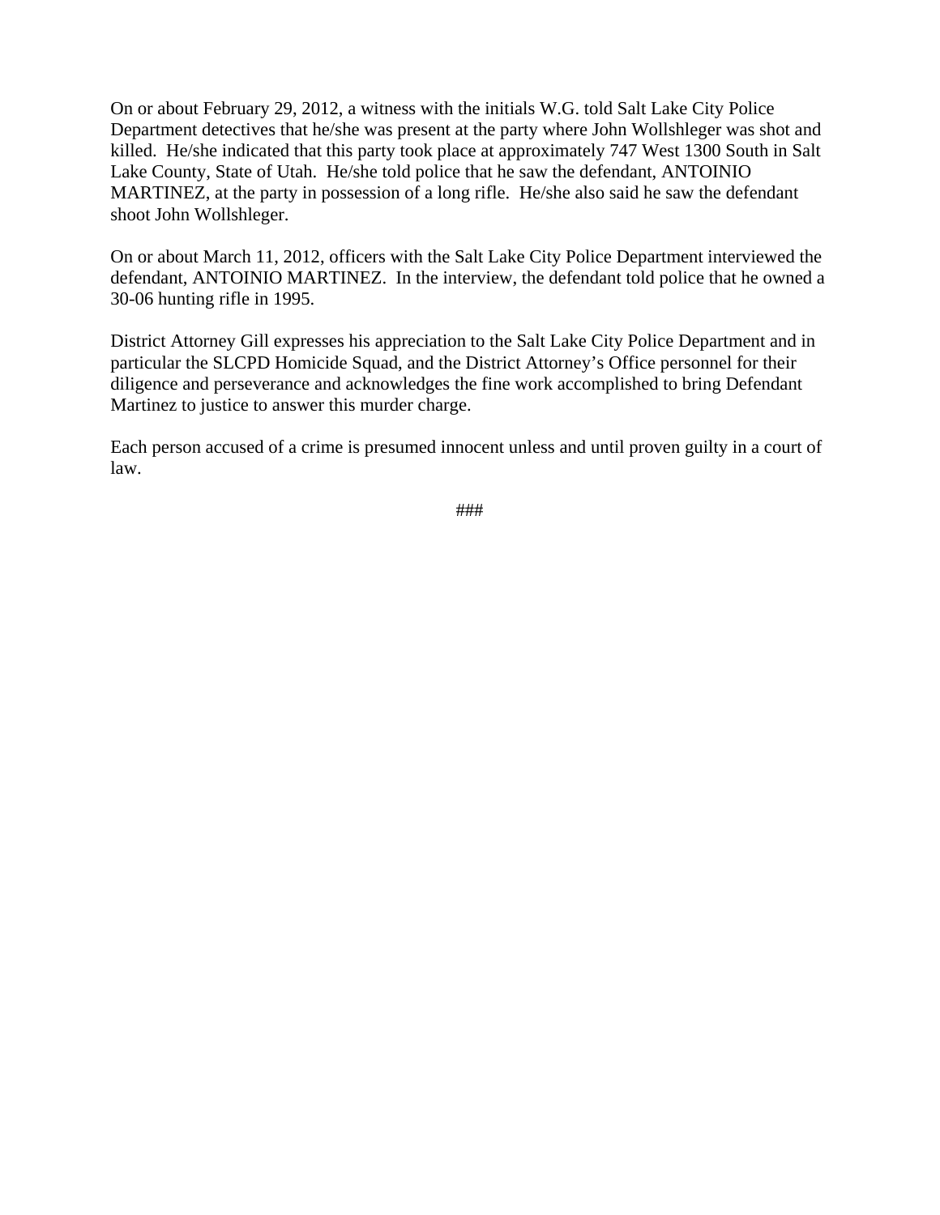On or about February 29, 2012, a witness with the initials W.G. told Salt Lake City Police Department detectives that he/she was present at the party where John Wollshleger was shot and killed. He/she indicated that this party took place at approximately 747 West 1300 South in Salt Lake County, State of Utah. He/she told police that he saw the defendant, ANTOINIO MARTINEZ, at the party in possession of a long rifle. He/she also said he saw the defendant shoot John Wollshleger.

On or about March 11, 2012, officers with the Salt Lake City Police Department interviewed the defendant, ANTOINIO MARTINEZ. In the interview, the defendant told police that he owned a 30-06 hunting rifle in 1995.

District Attorney Gill expresses his appreciation to the Salt Lake City Police Department and in particular the SLCPD Homicide Squad, and the District Attorney's Office personnel for their diligence and perseverance and acknowledges the fine work accomplished to bring Defendant Martinez to justice to answer this murder charge.

Each person accused of a crime is presumed innocent unless and until proven guilty in a court of law.

###